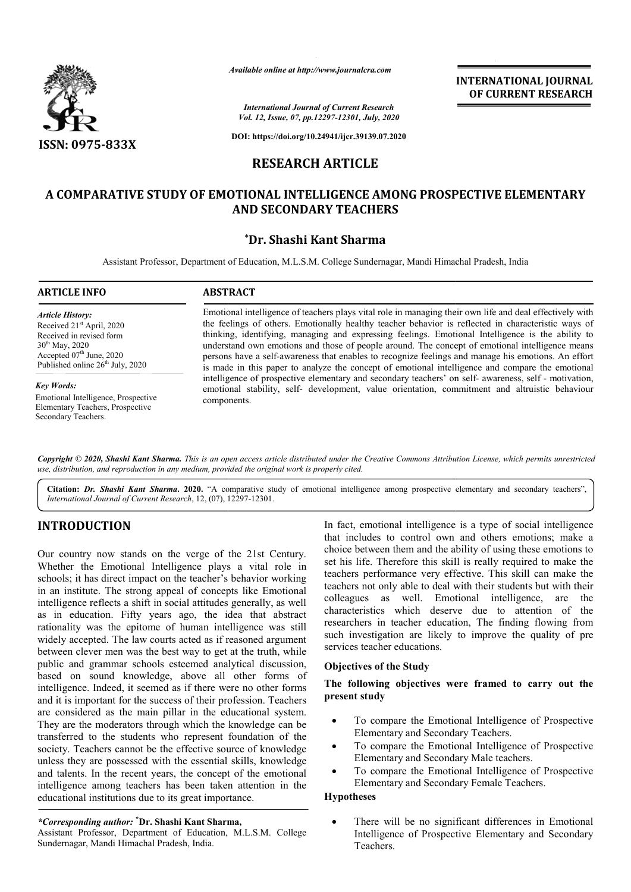ISSN: 0975-833X

*Available online at http://www.journalcra.com*

*International Journal of Current Research*
*Vol. 12, Issue, 07, pp.12297-12301, July, 2020*

**DOI: https://doi.org/10.24941/ijcr.39139.07.2020**

**INTERNATIONAL JOURNAL OF CURRENT RESEARCH**

## RESEARCH ARTICLE

# A COMPARATIVE STUDY OF EMOTIONAL INTELLIGENCE AMONG PROSPECTIVE ELEMENTARY AND SECONDARY TEACHERS

**\*Dr. Shashi Kant Sharma**

Assistant Professor, Department of Education, M.L.S.M. College Sundernagar, Mandi Himachal Pradesh, India

**ARTICLE INFO**

*Article History:*
Received 21st April, 2020
Received in revised form
30th May, 2020
Accepted 07th June, 2020
Published online 26th July, 2020

*Key Words:*
Emotional Intelligence, Prospective Elementary Teachers, Prospective Secondary Teachers.

**ABSTRACT**

Emotional intelligence of teachers plays vital role in managing their own life and deal effectively with the feelings of others. Emotionally healthy teacher behavior is reflected in characteristic ways of thinking, identifying, managing and expressing feelings. Emotional Intelligence is the ability to understand own emotions and those of people around. The concept of emotional intelligence means persons have a self-awareness that enables to recognize feelings and manage his emotions. An effort is made in this paper to analyze the concept of emotional intelligence and compare the emotional intelligence of prospective elementary and secondary teachers' on self- awareness, self - motivation, emotional stability, self- development, value orientation, commitment and altruistic behaviour components.

*Copyright © 2020, Shashi Kant Sharma. This is an open access article distributed under the Creative Commons Attribution License, which permits unrestricted use, distribution, and reproduction in any medium, provided the original work is properly cited.*

**Citation:** *Dr. Shashi Kant Sharma.* **2020.** "A comparative study of emotional intelligence among prospective elementary and secondary teachers", *International Journal of Current Research*, 12, (07), 12297-12301.

## INTRODUCTION

Our country now stands on the verge of the 21st Century. Whether the Emotional Intelligence plays a vital role in schools; it has direct impact on the teacher's behavior working in an institute. The strong appeal of concepts like Emotional intelligence reflects a shift in social attitudes generally, as well as in education. Fifty years ago, the idea that abstract rationality was the epitome of human intelligence was still widely accepted. The law courts acted as if reasoned argument between clever men was the best way to get at the truth, while public and grammar schools esteemed analytical discussion, based on sound knowledge, above all other forms of intelligence. Indeed, it seemed as if there were no other forms and it is important for the success of their profession. Teachers are considered as the main pillar in the educational system. They are the moderators through which the knowledge can be transferred to the students who represent foundation of the society. Teachers cannot be the effective source of knowledge unless they are possessed with the essential skills, knowledge and talents. In the recent years, the concept of the emotional intelligence among teachers has been taken attention in the educational institutions due to its great importance.

In fact, emotional intelligence is a type of social intelligence that includes to control own and others emotions; make a choice between them and the ability of using these emotions to set his life. Therefore this skill is really required to make the teachers performance very effective. This skill can make the teachers not only able to deal with their students but with their colleagues as well. Emotional intelligence, are the characteristics which deserve due to attention of the researchers in teacher education, The finding flowing from such investigation are likely to improve the quality of pre services teacher educations.

### Objectives of the Study

**The following objectives were framed to carry out the present study**

- To compare the Emotional Intelligence of Prospective Elementary and Secondary Teachers.
- To compare the Emotional Intelligence of Prospective Elementary and Secondary Male teachers.
- To compare the Emotional Intelligence of Prospective Elementary and Secondary Female Teachers.

### Hypotheses

- There will be no significant differences in Emotional Intelligence of Prospective Elementary and Secondary Teachers.

*\*Corresponding author:* **\*Dr. Shashi Kant Sharma,**
Assistant Professor, Department of Education, M.L.S.M. College Sundernagar, Mandi Himachal Pradesh, India.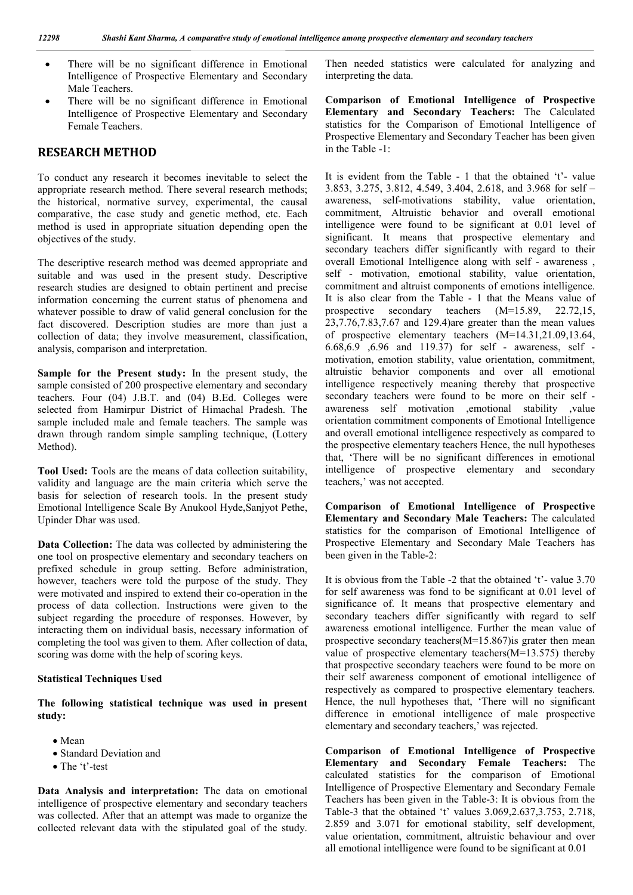- There will be no significant difference in Emotional Intelligence of Prospective Elementary and Secondary Male Teachers.
- There will be no significant difference in Emotional Intelligence of Prospective Elementary and Secondary Female Teachers.

## RESEARCH METHOD

To conduct any research it becomes inevitable to select the appropriate research method. There several research methods; the historical, normative survey, experimental, the causal comparative, the case study and genetic method, etc. Each method is used in appropriate situation depending open the objectives of the study.

The descriptive research method was deemed appropriate and suitable and was used in the present study. Descriptive research studies are designed to obtain pertinent and precise information concerning the current status of phenomena and whatever possible to draw of valid general conclusion for the fact discovered. Description studies are more than just a collection of data; they involve measurement, classification, analysis, comparison and interpretation.

**Sample for the Present study:** In the present study, the sample consisted of 200 prospective elementary and secondary teachers. Four (04) J.B.T. and (04) B.Ed. Colleges were selected from Hamirpur District of Himachal Pradesh. The sample included male and female teachers. The sample was drawn through random simple sampling technique, (Lottery Method).

**Tool Used:** Tools are the means of data collection suitability, validity and language are the main criteria which serve the basis for selection of research tools. In the present study Emotional Intelligence Scale By Anukool Hyde,Sanjyot Pethe, Upinder Dhar was used.

**Data Collection:** The data was collected by administering the one tool on prospective elementary and secondary teachers on prefixed schedule in group setting. Before administration, however, teachers were told the purpose of the study. They were motivated and inspired to extend their co-operation in the process of data collection. Instructions were given to the subject regarding the procedure of responses. However, by interacting them on individual basis, necessary information of completing the tool was given to them. After collection of data, scoring was dome with the help of scoring keys.

**Statistical Techniques Used**

**The following statistical technique was used in present study:**

- Mean
- Standard Deviation and
- The 't'-test

**Data Analysis and interpretation:** The data on emotional intelligence of prospective elementary and secondary teachers was collected. After that an attempt was made to organize the collected relevant data with the stipulated goal of the study. Then needed statistics were calculated for analyzing and interpreting the data.

**Comparison of Emotional Intelligence of Prospective Elementary and Secondary Teachers:** The Calculated statistics for the Comparison of Emotional Intelligence of Prospective Elementary and Secondary Teacher has been given in the Table -1:

It is evident from the Table - 1 that the obtained 't'- value 3.853, 3.275, 3.812, 4.549, 3.404, 2.618, and 3.968 for self – awareness, self-motivations stability, value orientation, commitment, Altruistic behavior and overall emotional intelligence were found to be significant at 0.01 level of significant. It means that prospective elementary and secondary teachers differ significantly with regard to their overall Emotional Intelligence along with self - awareness , self - motivation, emotional stability, value orientation, commitment and altruist components of emotions intelligence. It is also clear from the Table - 1 that the Means value of prospective secondary teachers (M=15.89, 22.72,15, 23,7.76,7.83,7.67 and 129.4)are greater than the mean values of prospective elementary teachers (M=14.31,21.09,13.64, 6.68,6.9 ,6.96 and 119.37) for self - awareness, self - motivation, emotion stability, value orientation, commitment, altruistic behavior components and over all emotional intelligence respectively meaning thereby that prospective secondary teachers were found to be more on their self - awareness self motivation ,emotional stability ,value orientation commitment components of Emotional Intelligence and overall emotional intelligence respectively as compared to the prospective elementary teachers Hence, the null hypotheses that, 'There will be no significant differences in emotional intelligence of prospective elementary and secondary teachers,' was not accepted.

**Comparison of Emotional Intelligence of Prospective Elementary and Secondary Male Teachers:** The calculated statistics for the comparison of Emotional Intelligence of Prospective Elementary and Secondary Male Teachers has been given in the Table-2:

It is obvious from the Table -2 that the obtained 't'- value 3.70 for self awareness was fond to be significant at 0.01 level of significance of. It means that prospective elementary and secondary teachers differ significantly with regard to self awareness emotional intelligence. Further the mean value of prospective secondary teachers(M=15.867)is grater then mean value of prospective elementary teachers(M=13.575) thereby that prospective secondary teachers were found to be more on their self awareness component of emotional intelligence of respectively as compared to prospective elementary teachers. Hence, the null hypotheses that, 'There will no significant difference in emotional intelligence of male prospective elementary and secondary teachers,' was rejected.

**Comparison of Emotional Intelligence of Prospective Elementary and Secondary Female Teachers:** The calculated statistics for the comparison of Emotional Intelligence of Prospective Elementary and Secondary Female Teachers has been given in the Table-3: It is obvious from the Table-3 that the obtained 't' values 3.069,2.637,3.753, 2.718, 2.859 and 3.071 for emotional stability, self development, value orientation, commitment, altruistic behaviour and over all emotional intelligence were found to be significant at 0.01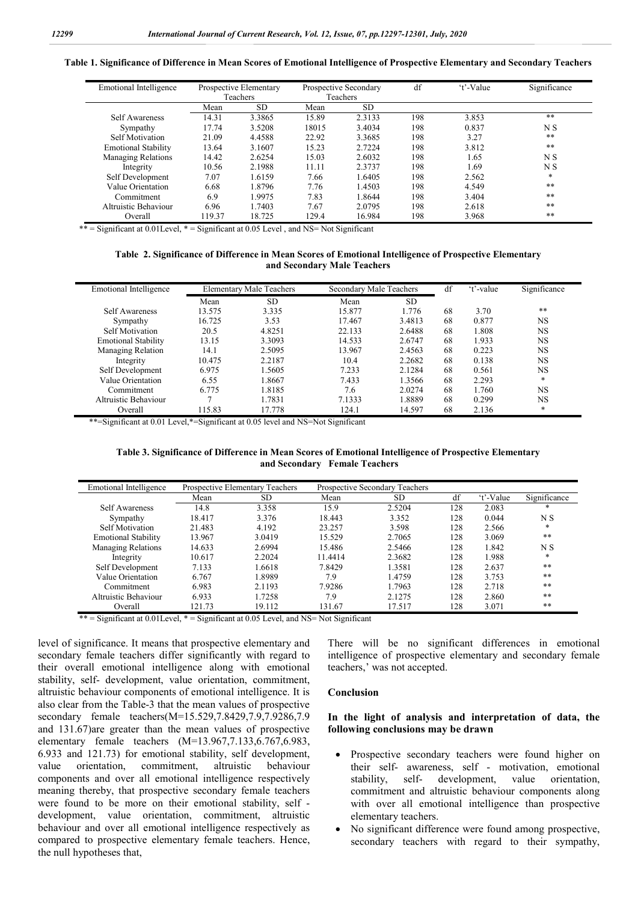**Table 1. Significance of Difference in Mean Scores of Emotional Intelligence of Prospective Elementary and Secondary Teachers**

| Emotional Intelligence | Prospective Elementary Teachers | | Prospective Secondary Teachers | | df | 't'-Value | Significance |
|---|---|---|---|---|---|---|---|
| | Mean | SD | Mean | SD | | | |
| Self Awareness | 14.31 | 3.3865 | 15.89 | 2.3133 | 198 | 3.853 | ** |
| Sympathy | 17.74 | 3.5208 | 18015 | 3.4034 | 198 | 0.837 | N S |
| Self Motivation | 21.09 | 4.4588 | 22.92 | 3.3685 | 198 | 3.27 | ** |
| Emotional Stability | 13.64 | 3.1607 | 15.23 | 2.7224 | 198 | 3.812 | ** |
| Managing Relations | 14.42 | 2.6254 | 15.03 | 2.6032 | 198 | 1.65 | N S |
| Integrity | 10.56 | 2.1988 | 11.11 | 2.3737 | 198 | 1.69 | N S |
| Self Development | 7.07 | 1.6159 | 7.66 | 1.6405 | 198 | 2.562 | * |
| Value Orientation | 6.68 | 1.8796 | 7.76 | 1.4503 | 198 | 4.549 | ** |
| Commitment | 6.9 | 1.9975 | 7.83 | 1.8644 | 198 | 3.404 | ** |
| Altruistic Behaviour | 6.96 | 1.7403 | 7.67 | 2.0795 | 198 | 2.618 | ** |
| Overall | 119.37 | 18.725 | 129.4 | 16.984 | 198 | 3.968 | ** |

** = Significant at 0.01Level, * = Significant at 0.05 Level , and NS= Not Significant

**Table 2. Significance of Difference in Mean Scores of Emotional Intelligence of Prospective Elementary and Secondary Male Teachers**

| Emotional Intelligence | Elementary Male Teachers | | Secondary Male Teachers | | df | 't'-value | Significance |
|---|---|---|---|---|---|---|---|
| | Mean | SD | Mean | SD | | | |
| Self Awareness | 13.575 | 3.335 | 15.877 | 1.776 | 68 | 3.70 | ** |
| Sympathy | 16.725 | 3.53 | 17.467 | 3.4813 | 68 | 0.877 | NS |
| Self Motivation | 20.5 | 4.8251 | 22.133 | 2.6488 | 68 | 1.808 | NS |
| Emotional Stability | 13.15 | 3.3093 | 14.533 | 2.6747 | 68 | 1.933 | NS |
| Managing Relation | 14.1 | 2.5095 | 13.967 | 2.4563 | 68 | 0.223 | NS |
| Integrity | 10.475 | 2.2187 | 10.4 | 2.2682 | 68 | 0.138 | NS |
| Self Development | 6.975 | 1.5605 | 7.233 | 2.1284 | 68 | 0.561 | NS |
| Value Orientation | 6.55 | 1.8667 | 7.433 | 1.3566 | 68 | 2.293 | * |
| Commitment | 6.775 | 1.8185 | 7.6 | 2.0274 | 68 | 1.760 | NS |
| Altruistic Behaviour | 7 | 1.7831 | 7.1333 | 1.8889 | 68 | 0.299 | NS |
| Overall | 115.83 | 17.778 | 124.1 | 14.597 | 68 | 2.136 | * |

**=Significant at 0.01 Level,*=Significant at 0.05 level and NS=Not Significant

**Table 3. Significance of Difference in Mean Scores of Emotional Intelligence of Prospective Elementary and Secondary Female Teachers**

| Emotional Intelligence | Prospective Elementary Teachers | | Prospective Secondary Teachers | | | | |
|---|---|---|---|---|---|---|---|
| | Mean | SD | Mean | SD | df | 't'-Value | Significance |
| Self Awareness | 14.8 | 3.358 | 15.9 | 2.5204 | 128 | 2.083 | * |
| Sympathy | 18.417 | 3.376 | 18.443 | 3.352 | 128 | 0.044 | N S |
| Self Motivation | 21.483 | 4.192 | 23.257 | 3.598 | 128 | 2.566 | * |
| Emotional Stability | 13.967 | 3.0419 | 15.529 | 2.7065 | 128 | 3.069 | ** |
| Managing Relations | 14.633 | 2.6994 | 15.486 | 2.5466 | 128 | 1.842 | N S |
| Integrity | 10.617 | 2.2024 | 11.4414 | 2.3682 | 128 | 1.988 | * |
| Self Development | 7.133 | 1.6618 | 7.8429 | 1.3581 | 128 | 2.637 | ** |
| Value Orientation | 6.767 | 1.8989 | 7.9 | 1.4759 | 128 | 3.753 | ** |
| Commitment | 6.983 | 2.1193 | 7.9286 | 1.7963 | 128 | 2.718 | ** |
| Altruistic Behaviour | 6.933 | 1.7258 | 7.9 | 2.1275 | 128 | 2.860 | ** |
| Overall | 121.73 | 19.112 | 131.67 | 17.517 | 128 | 3.071 | ** |

** = Significant at 0.01Level, * = Significant at 0.05 Level, and NS= Not Significant

level of significance. It means that prospective elementary and secondary female teachers differ significantly with regard to their overall emotional intelligence along with emotional stability, self- development, value orientation, commitment, altruistic behaviour components of emotional intelligence. It is also clear from the Table-3 that the mean values of prospective secondary female teachers(M=15.529,7.8429,7.9,7.9286,7.9 and 131.67)are greater than the mean values of prospective elementary female teachers (M=13.967,7.133,6.767,6.983, 6.933 and 121.73) for emotional stability, self development, value orientation, commitment, altruistic behaviour components and over all emotional intelligence respectively meaning thereby, that prospective secondary female teachers were found to be more on their emotional stability, self - development, value orientation, commitment, altruistic behaviour and over all emotional intelligence respectively as compared to prospective elementary female teachers. Hence, the null hypotheses that,

There will be no significant differences in emotional intelligence of prospective elementary and secondary female teachers,' was not accepted.

## Conclusion

**In the light of analysis and interpretation of data, the following conclusions may be drawn**

- Prospective secondary teachers were found higher on their self- awareness, self - motivation, emotional stability, self- development, value orientation, commitment and altruistic behaviour components along with over all emotional intelligence than prospective elementary teachers.
- No significant difference were found among prospective, secondary teachers with regard to their sympathy,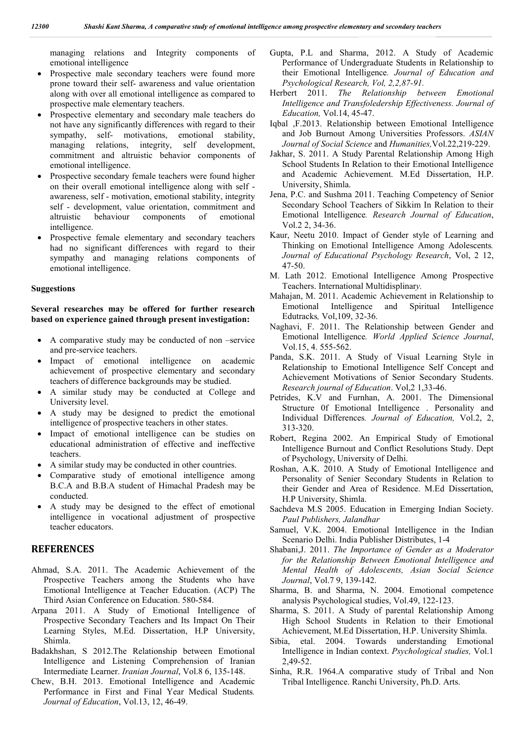managing relations and Integrity components of emotional intelligence

- Prospective male secondary teachers were found more prone toward their self- awareness and value orientation along with over all emotional intelligence as compared to prospective male elementary teachers.
- Prospective elementary and secondary male teachers do not have any significantly differences with regard to their sympathy, self- motivations, emotional stability, managing relations, integrity, self development, commitment and altruistic behavior components of emotional intelligence.
- Prospective secondary female teachers were found higher on their overall emotional intelligence along with self - awareness, self - motivation, emotional stability, integrity self - development, value orientation, commitment and altruistic behaviour components of emotional intelligence.
- Prospective female elementary and secondary teachers had no significant differences with regard to their sympathy and managing relations components of emotional intelligence.

### Suggestions

**Several researches may be offered for further research based on experience gained through present investigation:**

- A comparative study may be conducted of non –service and pre-service teachers.
- Impact of emotional intelligence on academic achievement of prospective elementary and secondary teachers of difference backgrounds may be studied.
- A similar study may be conducted at College and University level.
- A study may be designed to predict the emotional intelligence of prospective teachers in other states.
- Impact of emotional intelligence can be studies on educational administration of effective and ineffective teachers.
- A similar study may be conducted in other countries.
- Comparative study of emotional intelligence among B.C.A and B.B.A student of Himachal Pradesh may be conducted.
- A study may be designed to the effect of emotional intelligence in vocational adjustment of prospective teacher educators.

## REFERENCES

Ahmad, S.A. 2011. The Academic Achievement of the Prospective Teachers among the Students who have Emotional Intelligence at Teacher Education. (ACP) The Third Asian Conference on Education. 580-584.

Arpana 2011. A Study of Emotional Intelligence of Prospective Secondary Teachers and Its Impact On Their Learning Styles, M.Ed. Dissertation, H.P University, Shimla.

Badakhshan, S 2012.The Relationship between Emotional Intelligence and Listening Comprehension of Iranian Intermediate Learner. *Iranian Journal*, Vol.8 6, 135-148.

Chew, B.H. 2013. Emotional Intelligence and Academic Performance in First and Final Year Medical Students*. Journal of Education*, Vol.13, 12, 46-49.

Gupta, P.L and Sharma, 2012. A Study of Academic Performance of Undergraduate Students in Relationship to their Emotional Intelligence*. Journal of Education and Psychological Research, Vol, 2,2,87-91.*

Herbert 2011. *The Relationship between Emotional Intelligence and Transfoledership Effectiveness. Journal of Education,* Vol.14, 45-47.

Iqbal ,F.2013. Relationship between Emotional Intelligence and Job Burnout Among Universities Professors. *ASIAN Journal of Social Science* and *Humanities,*Vol.22,219-229.

Jakhar, S. 2011. A Study Parental Relationship Among High School Students In Relation to their Emotional Intelligence and Academic Achievement. M.Ed Dissertation, H.P. University, Shimla.

Jena, P.C. and Sushma 2011. Teaching Competency of Senior Secondary School Teachers of Sikkim In Relation to their Emotional Intelligence*. Research Journal of Education*, Vol.2 2, 34-36.

Kaur, Neetu 2010. Impact of Gender style of Learning and Thinking on Emotional Intelligence Among Adolescents*. Journal of Educational Psychology Research*, Vol, 2 12, 47-50.

M. Lath 2012. Emotional Intelligence Among Prospective Teachers. International Multidisplinar*y.*

Mahajan, M. 2011. Academic Achievement in Relationship to Emotional Intelligence and Spiritual Intelligence Edutracks*,* Vol,109, 32-36.

Naghavi, F. 2011. The Relationship between Gender and Emotional Intelligence*. World Applied Science Journal*, Vol.15, 4. 555-562.

Panda, S.K. 2011. A Study of Visual Learning Style in Relationship to Emotional Intelligence Self Concept and Achievement Motivations of Senior Secondary Students. *Research journal of Education*. Vol,2 1,33-46.

Petrides, K.V and Furnhan, A. 2001. The Dimensional Structure 0f Emotional Intelligence . Personality and Individual Differences*. Journal of Education,* Vol.2, 2, 313-320.

Robert, Regina 2002. An Empirical Study of Emotional Intelligence Burnout and Conflict Resolutions Study. Dept of Psychology, University of Delhi.

Roshan, A.K. 2010. A Study of Emotional Intelligence and Personality of Senier Secondary Students in Relation to their Gender and Area of Residence. M.Ed Dissertation, H.P University, Shimla.

Sachdeva M.S 2005. Education in Emerging Indian Society. *Paul Publishers, Jalandhar*

Samuel, V.K. 2004. Emotional Intelligence in the Indian Scenario Delhi. India Publisher Distributes, 1-4

Shabani,J. 2011. *The Importance of Gender as a Moderator for the Relationship Between Emotional Intelligence and Mental Health of Adolescents, Asian Social Science Journal*, Vol.7 9, 139-142.

Sharma, B. and Sharma, N. 2004. Emotional competence analysis Psychological studies, Vol.49, 122-123.

Sharma, S. 2011. A Study of parental Relationship Among High School Students in Relation to their Emotional Achievement, M.Ed Dissertation, H.P. University Shimla.

Sibia, etal. 2004. Towards understanding Emotional Intelligence in Indian context. *Psychological studies,* Vol.1 2,49-52.

Sinha, R.R. 1964.A comparative study of Tribal and Non Tribal Intelligence. Ranchi University, Ph.D. Arts.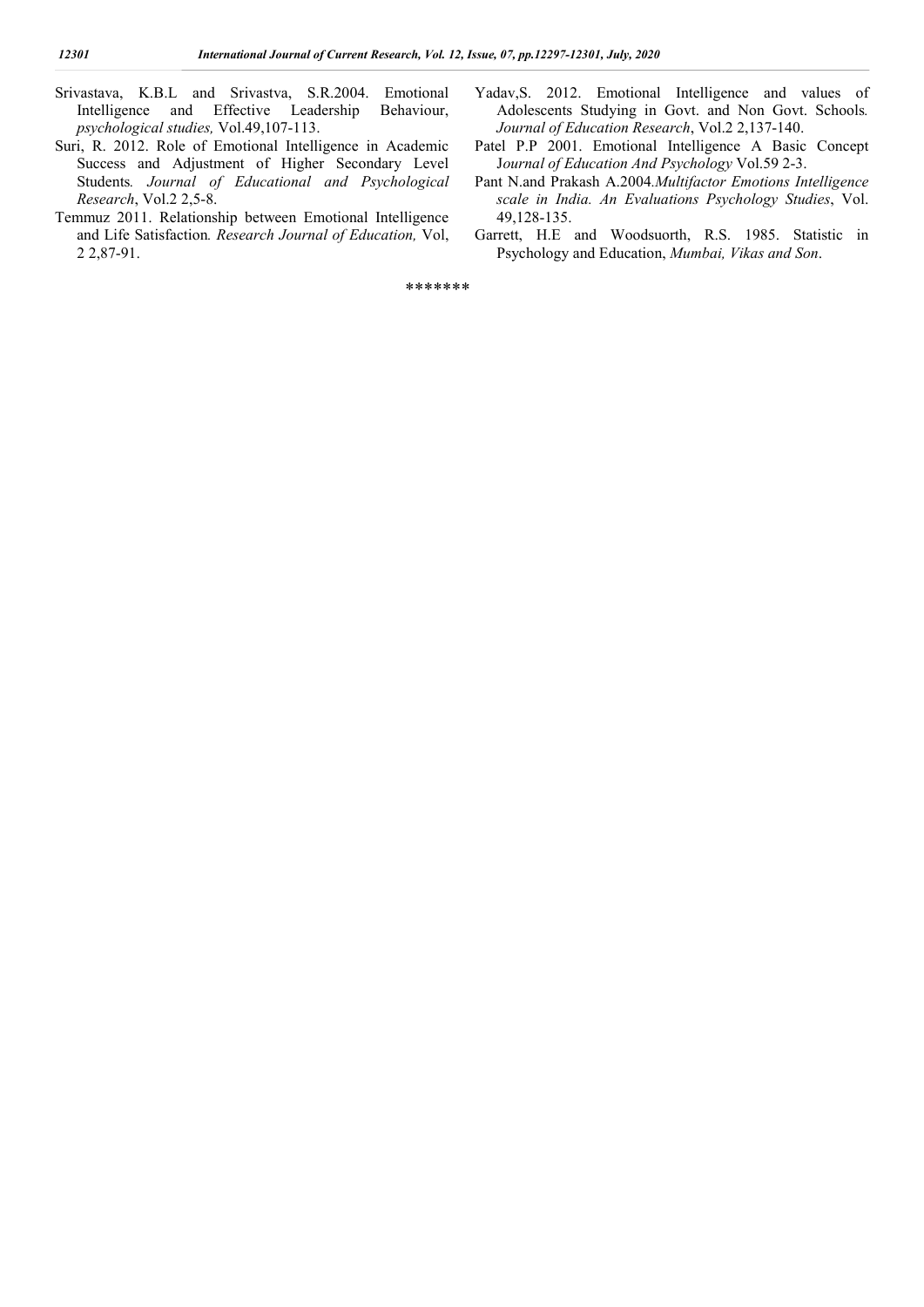Srivastava, K.B.L and Srivastva, S.R.2004. Emotional Intelligence and Effective Leadership Behaviour, *psychological studies,* Vol.49,107-113.

Suri, R. 2012. Role of Emotional Intelligence in Academic Success and Adjustment of Higher Secondary Level Students*. Journal of Educational and Psychological Research*, Vol.2 2,5-8.

Temmuz 2011. Relationship between Emotional Intelligence and Life Satisfaction*. Research Journal of Education,* Vol, 2 2,87-91.

Yadav,S. 2012. Emotional Intelligence and values of Adolescents Studying in Govt. and Non Govt. Schools*. Journal of Education Research*, Vol.2 2,137-140.

Patel P.P 2001. Emotional Intelligence A Basic Concept J*ournal of Education And Psychology* Vol.59 2-3.

Pant N.and Prakash A.2004*.Multifactor Emotions Intelligence scale in India. An Evaluations Psychology Studies*, Vol. 49,128-135.

Garrett, H.E and Woodsuorth, R.S. 1985. Statistic in Psychology and Education, *Mumbai, Vikas and Son*.

*******